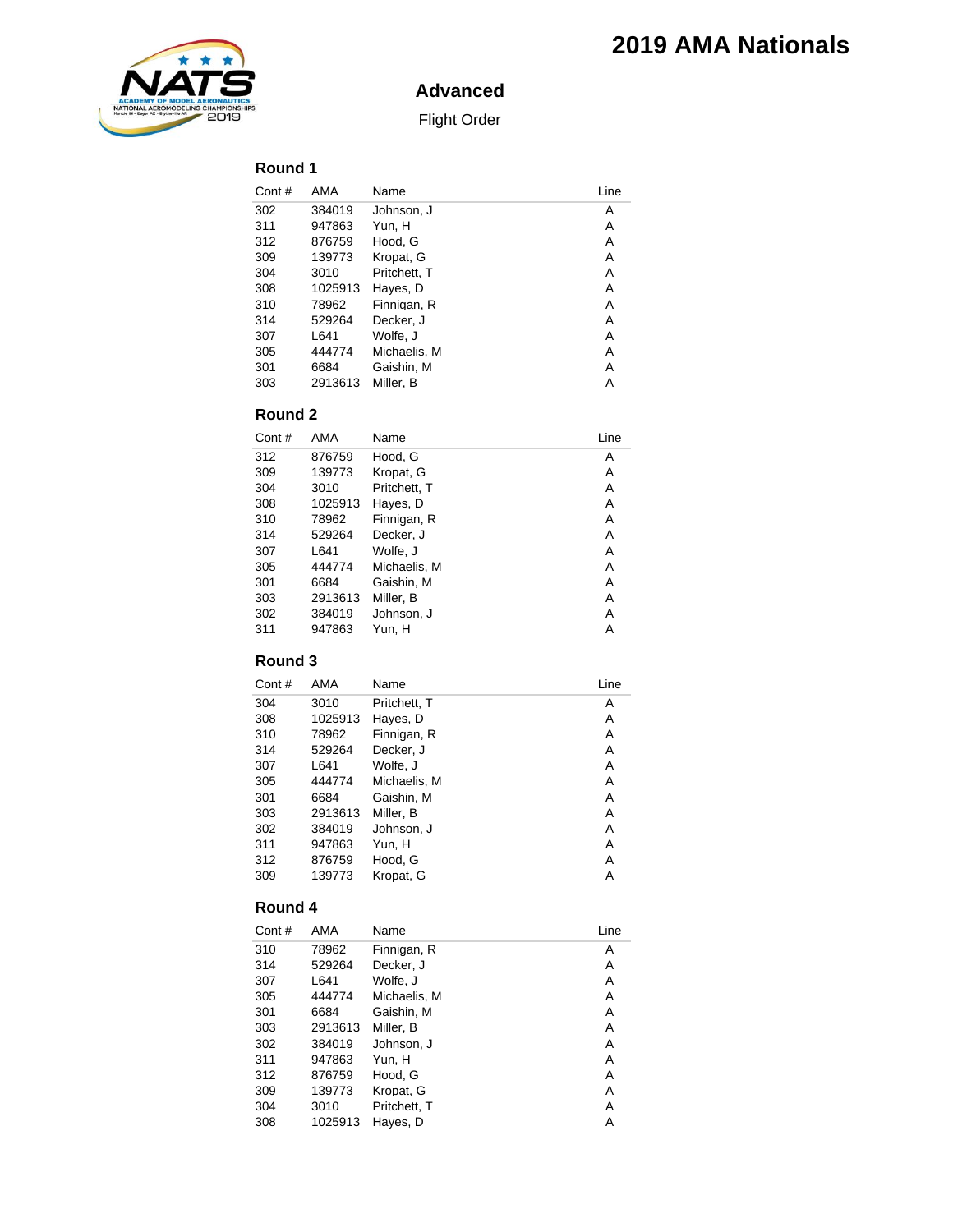# 2019 AMA Nationals

## Advanced

Flight Order

### Round 1

| Cont # | AMA | Name | Line |
|---|---|---|---|
| 302 | 384019 | Johnson, J | A |
| 311 | 947863 | Yun, H | A |
| 312 | 876759 | Hood, G | A |
| 309 | 139773 | Kropat, G | A |
| 304 | 3010 | Pritchett, T | A |
| 308 | 1025913 | Hayes, D | A |
| 310 | 78962 | Finnigan, R | A |
| 314 | 529264 | Decker, J | A |
| 307 | L641 | Wolfe, J | A |
| 305 | 444774 | Michaelis, M | A |
| 301 | 6684 | Gaishin, M | A |
| 303 | 2913613 | Miller, B | A |

### Round 2

| Cont # | AMA | Name | Line |
|---|---|---|---|
| 312 | 876759 | Hood, G | A |
| 309 | 139773 | Kropat, G | A |
| 304 | 3010 | Pritchett, T | A |
| 308 | 1025913 | Hayes, D | A |
| 310 | 78962 | Finnigan, R | A |
| 314 | 529264 | Decker, J | A |
| 307 | L641 | Wolfe, J | A |
| 305 | 444774 | Michaelis, M | A |
| 301 | 6684 | Gaishin, M | A |
| 303 | 2913613 | Miller, B | A |
| 302 | 384019 | Johnson, J | A |
| 311 | 947863 | Yun, H | A |

### Round 3

| Cont # | AMA | Name | Line |
|---|---|---|---|
| 304 | 3010 | Pritchett, T | A |
| 308 | 1025913 | Hayes, D | A |
| 310 | 78962 | Finnigan, R | A |
| 314 | 529264 | Decker, J | A |
| 307 | L641 | Wolfe, J | A |
| 305 | 444774 | Michaelis, M | A |
| 301 | 6684 | Gaishin, M | A |
| 303 | 2913613 | Miller, B | A |
| 302 | 384019 | Johnson, J | A |
| 311 | 947863 | Yun, H | A |
| 312 | 876759 | Hood, G | A |
| 309 | 139773 | Kropat, G | A |

### Round 4

| Cont # | AMA | Name | Line |
|---|---|---|---|
| 310 | 78962 | Finnigan, R | A |
| 314 | 529264 | Decker, J | A |
| 307 | L641 | Wolfe, J | A |
| 305 | 444774 | Michaelis, M | A |
| 301 | 6684 | Gaishin, M | A |
| 303 | 2913613 | Miller, B | A |
| 302 | 384019 | Johnson, J | A |
| 311 | 947863 | Yun, H | A |
| 312 | 876759 | Hood, G | A |
| 309 | 139773 | Kropat, G | A |
| 304 | 3010 | Pritchett, T | A |
| 308 | 1025913 | Hayes, D | A |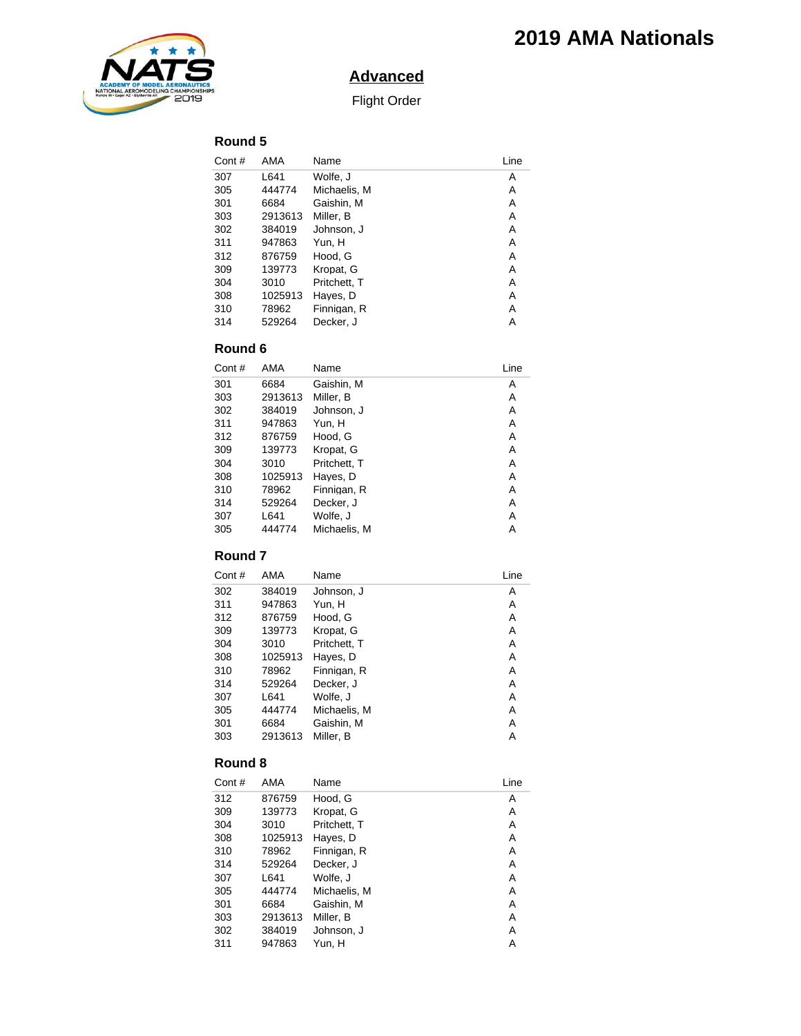# 2019 AMA Nationals

## Advanced

Flight Order

### Round 5

| Cont # | AMA | Name | Line |
|---|---|---|---|
| 307 | L641 | Wolfe, J | A |
| 305 | 444774 | Michaelis, M | A |
| 301 | 6684 | Gaishin, M | A |
| 303 | 2913613 | Miller, B | A |
| 302 | 384019 | Johnson, J | A |
| 311 | 947863 | Yun, H | A |
| 312 | 876759 | Hood, G | A |
| 309 | 139773 | Kropat, G | A |
| 304 | 3010 | Pritchett, T | A |
| 308 | 1025913 | Hayes, D | A |
| 310 | 78962 | Finnigan, R | A |
| 314 | 529264 | Decker, J | A |

### Round 6

| Cont # | AMA | Name | Line |
|---|---|---|---|
| 301 | 6684 | Gaishin, M | A |
| 303 | 2913613 | Miller, B | A |
| 302 | 384019 | Johnson, J | A |
| 311 | 947863 | Yun, H | A |
| 312 | 876759 | Hood, G | A |
| 309 | 139773 | Kropat, G | A |
| 304 | 3010 | Pritchett, T | A |
| 308 | 1025913 | Hayes, D | A |
| 310 | 78962 | Finnigan, R | A |
| 314 | 529264 | Decker, J | A |
| 307 | L641 | Wolfe, J | A |
| 305 | 444774 | Michaelis, M | A |

### Round 7

| Cont # | AMA | Name | Line |
|---|---|---|---|
| 302 | 384019 | Johnson, J | A |
| 311 | 947863 | Yun, H | A |
| 312 | 876759 | Hood, G | A |
| 309 | 139773 | Kropat, G | A |
| 304 | 3010 | Pritchett, T | A |
| 308 | 1025913 | Hayes, D | A |
| 310 | 78962 | Finnigan, R | A |
| 314 | 529264 | Decker, J | A |
| 307 | L641 | Wolfe, J | A |
| 305 | 444774 | Michaelis, M | A |
| 301 | 6684 | Gaishin, M | A |
| 303 | 2913613 | Miller, B | A |

### Round 8

| Cont # | AMA | Name | Line |
|---|---|---|---|
| 312 | 876759 | Hood, G | A |
| 309 | 139773 | Kropat, G | A |
| 304 | 3010 | Pritchett, T | A |
| 308 | 1025913 | Hayes, D | A |
| 310 | 78962 | Finnigan, R | A |
| 314 | 529264 | Decker, J | A |
| 307 | L641 | Wolfe, J | A |
| 305 | 444774 | Michaelis, M | A |
| 301 | 6684 | Gaishin, M | A |
| 303 | 2913613 | Miller, B | A |
| 302 | 384019 | Johnson, J | A |
| 311 | 947863 | Yun, H | A |